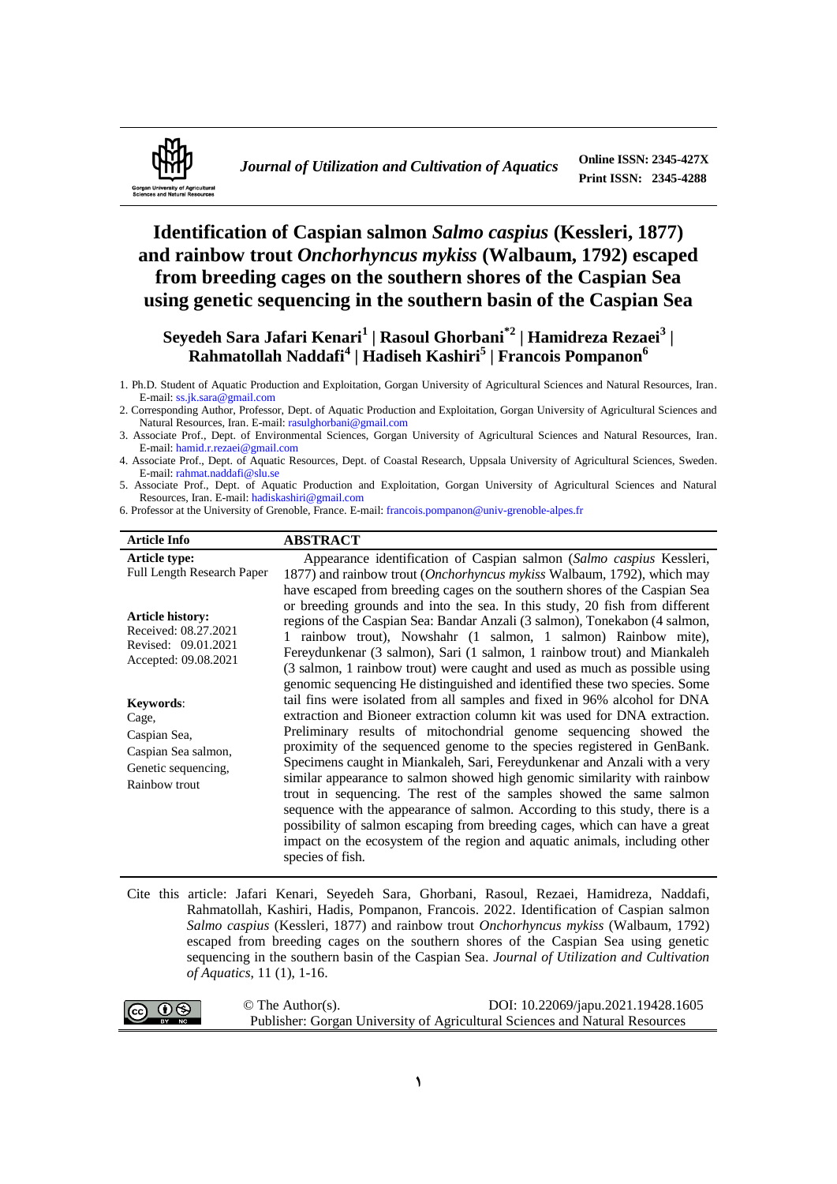Journal of Utilization and Cultivation of Aquatics

Online ISSN: 2345-427X
Print ISSN: 2345-4288

# Identification of Caspian salmon *Salmo caspius* (Kessleri, 1877) and rainbow trout *Onchorhyncus mykiss* (Walbaum, 1792) escaped from breeding cages on the southern shores of the Caspian Sea using genetic sequencing in the southern basin of the Caspian Sea

**Seyedeh Sara Jafari Kenari[1] | Rasoul Ghorbani*[2] | Hamidreza Rezaei[3] | Rahmatollah Naddafi[4] | Hadiseh Kashiri[5] | Francois Pompanon[6]**

1. Ph.D. Student of Aquatic Production and Exploitation, Gorgan University of Agricultural Sciences and Natural Resources, Iran. E-mail: ss.jk.sara@gmail.com
2. Corresponding Author, Professor, Dept. of Aquatic Production and Exploitation, Gorgan University of Agricultural Sciences and Natural Resources, Iran. E-mail: rasulghorbani@gmail.com
3. Associate Prof., Dept. of Environmental Sciences, Gorgan University of Agricultural Sciences and Natural Resources, Iran. E-mail: hamid.r.rezaei@gmail.com
4. Associate Prof., Dept. of Aquatic Resources, Dept. of Coastal Research, Uppsala University of Agricultural Sciences, Sweden. E-mail: rahmat.naddafi@slu.se
5. Associate Prof., Dept. of Aquatic Production and Exploitation, Gorgan University of Agricultural Sciences and Natural Resources, Iran. E-mail: hadiskashiri@gmail.com
6. Professor at the University of Grenoble, France. E-mail: francois.pompanon@univ-grenoble-alpes.fr

**Article Info**

**Article type:**
Full Length Research Paper

**Article history:**
Received: 08.27.2021
Revised: 09.01.2021
Accepted: 09.08.2021

**Keywords**:
Cage,
Caspian Sea,
Caspian Sea salmon,
Genetic sequencing,
Rainbow trout

## ABSTRACT

Appearance identification of Caspian salmon (*Salmo caspius* Kessleri, 1877) and rainbow trout (*Onchorhyncus mykiss* Walbaum, 1792), which may have escaped from breeding cages on the southern shores of the Caspian Sea or breeding grounds and into the sea. In this study, 20 fish from different regions of the Caspian Sea: Bandar Anzali (3 salmon), Tonekabon (4 salmon, 1 rainbow trout), Nowshahr (1 salmon, 1 salmon) Rainbow mite), Fereydunkenar (3 salmon), Sari (1 salmon, 1 rainbow trout) and Miankaleh (3 salmon, 1 rainbow trout) were caught and used as much as possible using genomic sequencing He distinguished and identified these two species. Some tail fins were isolated from all samples and fixed in 96% alcohol for DNA extraction and Bioneer extraction column kit was used for DNA extraction. Preliminary results of mitochondrial genome sequencing showed the proximity of the sequenced genome to the species registered in GenBank. Specimens caught in Miankaleh, Sari, Fereydunkenar and Anzali with a very similar appearance to salmon showed high genomic similarity with rainbow trout in sequencing. The rest of the samples showed the same salmon sequence with the appearance of salmon. According to this study, there is a possibility of salmon escaping from breeding cages, which can have a great impact on the ecosystem of the region and aquatic animals, including other species of fish.

Cite this article: Jafari Kenari, Seyedeh Sara, Ghorbani, Rasoul, Rezaei, Hamidreza, Naddafi, Rahmatollah, Kashiri, Hadis, Pompanon, Francois. 2022. Identification of Caspian salmon *Salmo caspius* (Kessleri, 1877) and rainbow trout *Onchorhyncus mykiss* (Walbaum, 1792) escaped from breeding cages on the southern shores of the Caspian Sea using genetic sequencing in the southern basin of the Caspian Sea. *Journal of Utilization and Cultivation of Aquatics*, 11 (1), 1-16.

© The Author(s). DOI: 10.22069/japu.2021.19428.1605
Publisher: Gorgan University of Agricultural Sciences and Natural Resources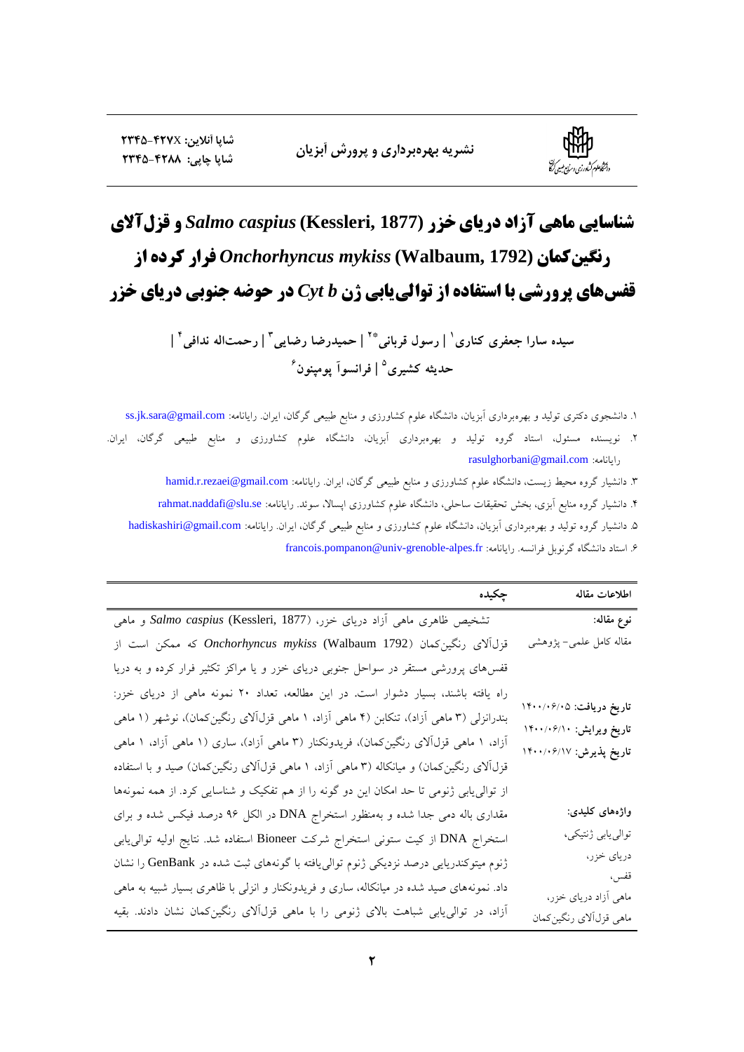شاپا آنلاین: ۲۳۴۵-۴۲۷X
شاپا چاپی: ۲۳۴۵-۴۲۸۸

نشریه بهره‌برداری و پرورش آبزیان

# شناسایی ماهی آزاد دریای خزر *Salmo caspius* (Kessleri, 1877) و قزل‌آلای رنگین‌کمان *Onchorhyncus mykiss* (Walbaum, 1792) فرار کرده از قفس‌های پرورشی با استفاده از توالی‌یابی ژن *Cyt b* در حوضه جنوبی دریای خزر

**سیده سارا جعفری کناری[۱] | رسول قربانی[۲*] | حمیدرضا رضایی[۳] | رحمت‌اله ندافی[۴] | حدیثه کشیری[۵] | فرانسوآ پومپنون[۶]**

۱. دانشجوی دکتری تولید و بهره‌برداری آبزیان، دانشگاه علوم کشاورزی و منابع طبیعی گرگان، ایران. رایانامه: ss.jk.sara@gmail.com

۲. نویسنده مسئول، استاد گروه تولید و بهره‌برداری آبزیان، دانشگاه علوم کشاورزی و منابع طبیعی گرگان، ایران. رایانامه: rasulghorbani@gmail.com

۳. دانشیار گروه محیط زیست، دانشگاه علوم کشاورزی و منابع طبیعی گرگان، ایران. رایانامه: hamid.r.rezaei@gmail.com

۴. دانشیار گروه منابع آبزی، بخش تحقیقات ساحلی، دانشگاه علوم کشاورزی اپسالا، سوئد. رایانامه: rahmat.naddafi@slu.se

۵. دانشیار گروه تولید و بهره‌برداری آبزیان، دانشگاه علوم کشاورزی و منابع طبیعی گرگان، ایران. رایانامه: hadiskashiri@gmail.com

۶. استاد دانشگاه گرنوبل فرانسه. رایانامه: francois.pompanon@univ-grenoble-alpes.fr

| اطلاعات مقاله | چکیده |
|---|---|
| **نوع مقاله:** مقاله کامل علمی- پژوهشی<br><br>**تاریخ دریافت:** ۱۴۰۰/۰۶/۰۵<br>**تاریخ ویرایش:** ۱۴۰۰/۰۶/۱۰<br>**تاریخ پذیرش:** ۱۴۰۰/۰۶/۱۷<br><br>**واژه‌های کلیدی:**<br>توالی‌یابی ژنتیکی،<br>دریای خزر،<br>قفس،<br>ماهی آزاد دریای خزر،<br>ماهی قزل‌آلای رنگین‌کمان | تشخیص ظاهری ماهی آزاد دریای خزر، *Salmo caspius* (Kessleri, 1877) و ماهی قزل‌آلای رنگین‌کمان *Onchorhyncus mykiss* (Walbaum 1792) که ممکن است از قفس‌های پرورشی مستقر در سواحل جنوبی دریای خزر و یا مراکز تکثیر فرار کرده و به دریا راه یافته باشند، بسیار دشوار است. در این مطالعه، تعداد ۲۰ نمونه ماهی از دریای خزر: بندرانزلی (۳ ماهی آزاد)، تنکابن (۴ ماهی آزاد، ۱ ماهی قزل‌آلای رنگین‌کمان)، نوشهر (۱ ماهی آزاد، ۱ ماهی قزل‌آلای رنگین‌کمان)، فریدونکنار (۳ ماهی آزاد)، ساری (۱ ماهی آزاد، ۱ ماهی قزل‌آلای رنگین‌کمان) و میانکاله (۳ ماهی آزاد، ۱ ماهی قزل‌آلای رنگین‌کمان) صید و با استفاده از توالی‌یابی ژنومی تا حد امکان این دو گونه را از هم تفکیک و شناسایی کرد. از همه نمونه‌ها مقداری باله دمی جدا شده و به‌منظور استخراج DNA در الکل ۹۶ درصد فیکس شده و برای استخراج DNA از کیت ستونی استخراج شرکت Bioneer استفاده شد. نتایج اولیه توالی‌یابی ژنوم میتوکندریایی درصد نزدیکی ژنوم توالی‌یافته با گونه‌های ثبت شده در GenBank را نشان داد. نمونه‌های صید شده در میانکاله، ساری و فریدونکنار و انزلی با ظاهری بسیار شبیه به ماهی آزاد، در توالی‌یابی شباهت بالای ژنومی را با ماهی قزل‌آلای رنگین‌کمان نشان دادند. بقیه |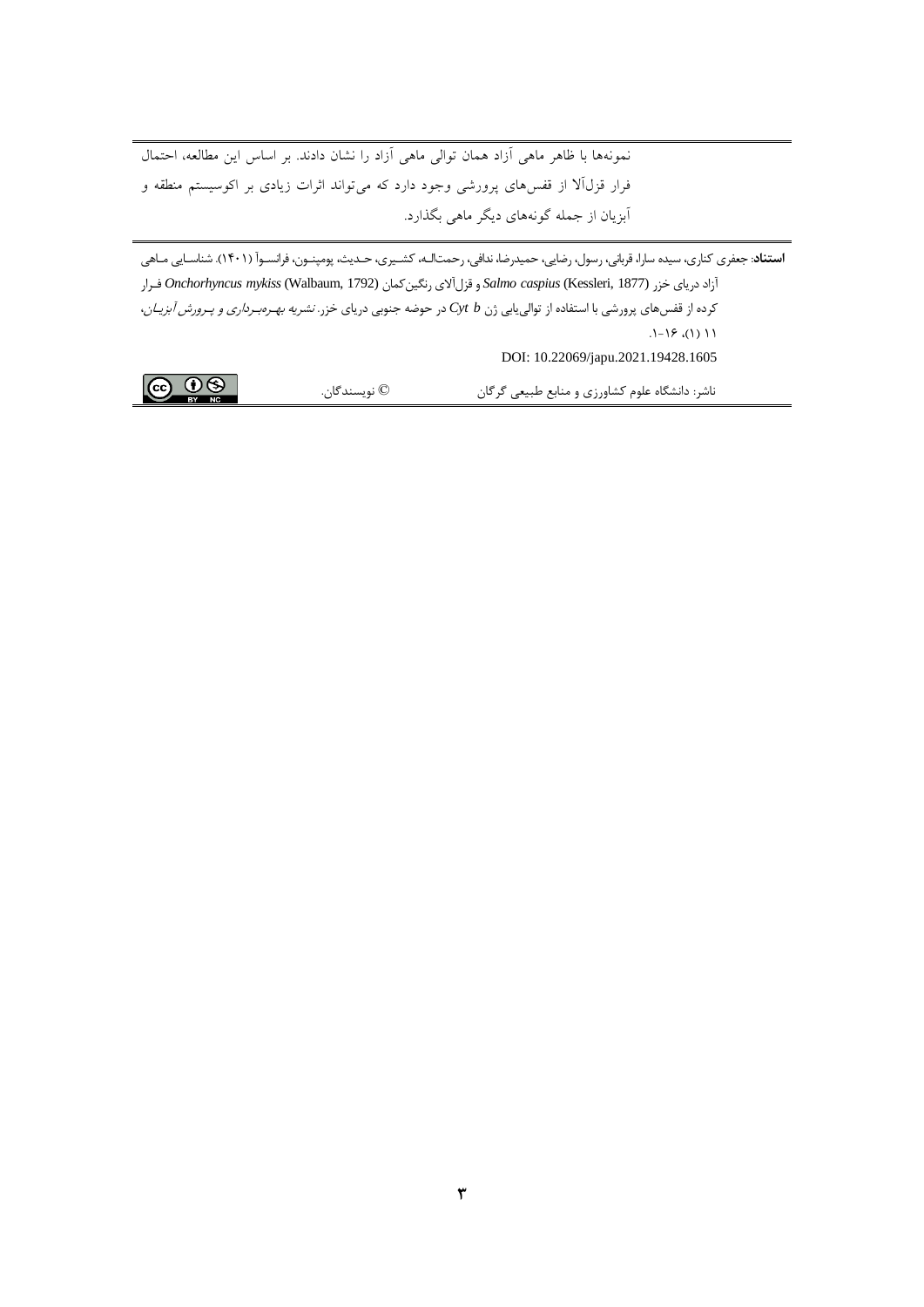نمونه‌ها با ظاهر ماهی آزاد همان توالی ماهی آزاد را نشان دادند. بر اساس این مطالعه، احتمال فرار قزل‌آلا از قفس‌های پرورشی وجود دارد که می‌تواند اثرات زیادی بر اکوسیستم منطقه و آبزیان از جمله گونه‌های دیگر ماهی بگذارد.

**استناد**: جعفری کناری، سیده سارا، قربانی، رسول، رضایی، حمیدرضا، ندافی، رحمت‌الـه، کشـیری، حـدیث، پومپنـون، فرانسـوآ (۱۴۰۱). شناسـایی مـاهی آزاد دریای خزر *Salmo caspius* (Kessleri, 1877) و قزل‌آلای رنگین‌کمان *Onchorhyncus mykiss* (Walbaum, 1792) فـرار کرده از قفس‌های پرورشی با استفاده از توالی‌یابی ژن *Cyt b* در حوضه جنوبی دریای خزر. *نشریه بهره‌برداری و پرورش آبزیان*، ۱۱ (۱)، ۱۶-۱.

DOI: 10.22069/japu.2021.19428.1605

ناشر: دانشگاه علوم کشاورزی و منابع طبیعی گرگان © نویسندگان.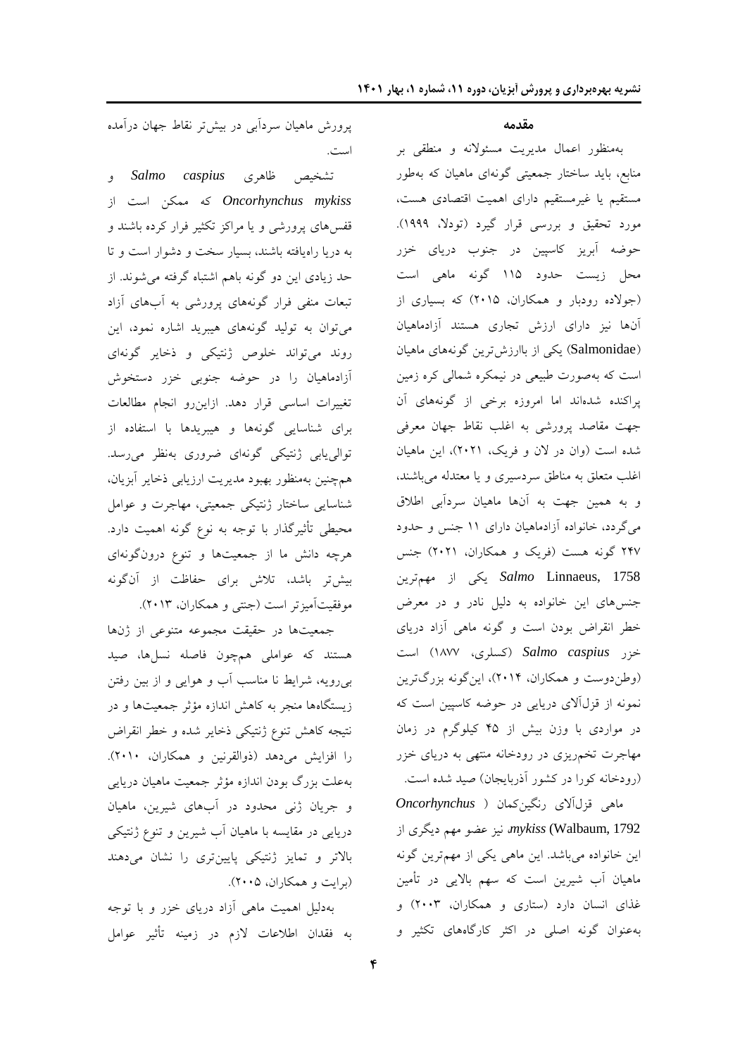## مقدمه

به‌منظور اعمال مدیریت مسئولانه و منطقی بر منابع، باید ساختار جمعیتی گونه‌ای ماهیان که به‌طور مستقیم یا غیرمستقیم دارای اهمیت اقتصادی هست، مورد تحقیق و بررسی قرار گیرد (تودلا، ۱۹۹۹). حوضه آبریز کاسپین در جنوب دریای خزر محل زیست حدود ۱۱۵ گونه ماهی است (جولاده رودبار و همکاران، ۲۰۱۵) که بسیاری از آن‌ها نیز دارای ارزش تجاری هستند آزادماهیان (Salmonidae) یکی از باارزش‌ترین گونه‌های ماهیان است که به‌صورت طبیعی در نیمکره شمالی کره زمین پراکنده شده‌اند اما امروزه برخی از گونه‌های آن جهت مقاصد پرورشی به اغلب نقاط جهان معرفی شده است (وان در لان و فریک، ۲۰۲۱)، این ماهیان اغلب متعلق به مناطق سردسیری و یا معتدله می‌باشند، و به همین جهت به آن‌ها ماهیان سردآبی اطلاق می‌گردد، خانواده آزادماهیان دارای ۱۱ جنس و حدود ۲۴۷ گونه هست (فریک و همکاران، ۲۰۲۱) جنس *Salmo* Linnaeus, 1758 یکی از مهم‌ترین جنس‌های این خانواده به دلیل نادر و در معرض خطر انقراض بودن است و گونه ماهی آزاد دریای خزر *Salmo caspius* (کسلری، ۱۸۷۷) است (وطن‌دوست و همکاران، ۲۰۱۴)، این‌گونه بزرگ‌ترین نمونه از قزل‌آلای دریایی در حوضه کاسپین است که در مواردی با وزن بیش از ۴۵ کیلوگرم در زمان مهاجرت تخم‌ریزی در رودخانه منتهی به دریای خزر (رودخانه کورا در کشور آذربایجان) صید شده است.

ماهی قزل‌آلای رنگین‌کمان (*Oncorhynchus mykiss* (Walbaum, 1792)، نیز عضو مهم دیگری از این خانواده می‌باشد. این ماهی یکی از مهم‌ترین گونه ماهیان آب شیرین است که سهم بالایی در تأمین غذای انسان دارد (ستاری و همکاران، ۲۰۰۳) و به‌عنوان گونه اصلی در اکثر کارگاه‌های تکثیر و پرورش ماهیان سردآبی در بیش‌تر نقاط جهان درآمده است.

تشخیص ظاهری *Salmo caspius* و *Oncorhynchus mykiss* که ممکن است از قفس‌های پرورشی و یا مراکز تکثیر فرار کرده باشند و به دریا راه‌یافته باشند، بسیار سخت و دشوار است و تا حد زیادی این دو گونه باهم اشتباه گرفته می‌شوند. از تبعات منفی فرار گونه‌های پرورشی به آب‌های آزاد می‌توان به تولید گونه‌های هیبرید اشاره نمود، این روند می‌تواند خلوص ژنتیکی و ذخایر گونه‌ای آزادماهیان را در حوضه جنوبی خزر دستخوش تغییرات اساسی قرار دهد. ازاین‌رو انجام مطالعات برای شناسایی گونه‌ها و هیبریدها با استفاده از توالی‌یابی ژنتیکی گونه‌ای ضروری به‌نظر می‌رسد. همچنین به‌منظور بهبود مدیریت ارزیابی ذخایر آبزیان، شناسایی ساختار ژنتیکی جمعیتی، مهاجرت و عوامل محیطی تأثیرگذار با توجه به نوع گونه اهمیت دارد. هرچه دانش ما از جمعیت‌ها و تنوع درون‌گونه‌ای بیش‌تر باشد، تلاش برای حفاظت از آن‌گونه موفقیت‌آمیزتر است (جنتی و همکاران، ۲۰۱۳).

جمعیت‌ها در حقیقت مجموعه متنوعی از ژن‌ها هستند که عواملی همچون فاصله نسل‌ها، صید بی‌رویه، شرایط نا مناسب آب و هوایی و از بین رفتن زیستگاه‌ها منجر به کاهش اندازه مؤثر جمعیت‌ها و در نتیجه کاهش تنوع ژنتیکی ذخایر شده و خطر انقراض را افزایش می‌دهد (ذوالقرنین و همکاران، ۲۰۱۰). به‌علت بزرگ بودن اندازه مؤثر جمعیت ماهیان دریایی و جریان ژنی محدود در آب‌های شیرین، ماهیان دریایی در مقایسه با ماهیان آب شیرین و تنوع ژنتیکی بالاتر و تمایز ژنتیکی پایین‌تری را نشان می‌دهند (برایت و همکاران، ۲۰۰۵).

به‌دلیل اهمیت ماهی آزاد دریای خزر و با توجه به فقدان اطلاعات لازم در زمینه تأثیر عوامل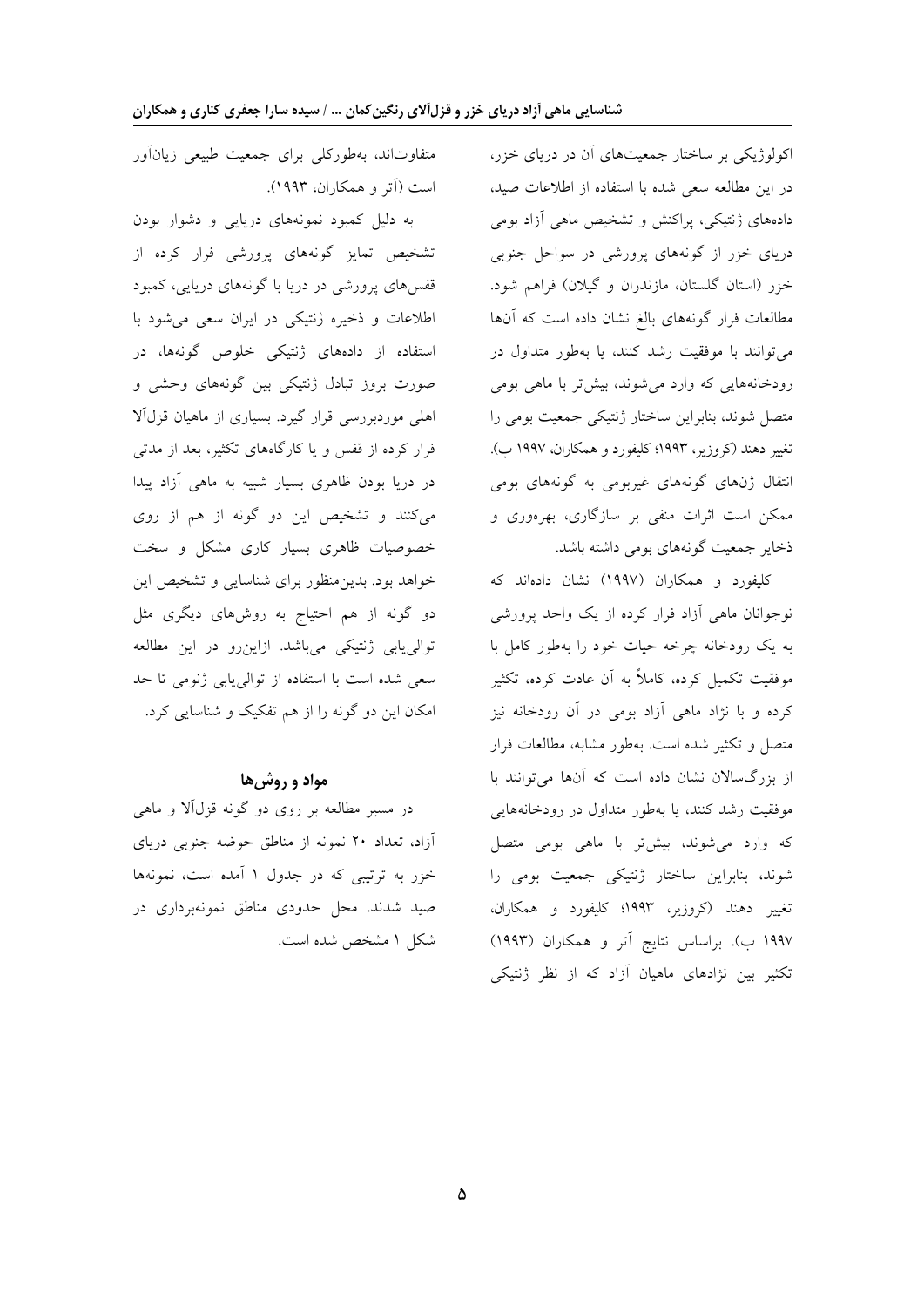اکولوژیکی بر ساختار جمعیت‌های آن در دریای خزر، در این مطالعه سعی شده با استفاده از اطلاعات صید، داده‌های ژنتیکی، پراکنش و تشخیص ماهی آزاد بومی دریای خزر از گونه‌های پرورشی در سواحل جنوبی خزر (استان گلستان، مازندران و گیلان) فراهم شود. مطالعات فرار گونه‌های بالغ نشان داده است که آنها می‌توانند با موفقیت رشد کنند، یا به‌طور متداول در رودخانه‌هایی که وارد می‌شوند، بیش‌تر با ماهی بومی متصل شوند، بنابراین ساختار ژنتیکی جمعیت بومی را تغییر دهند (کروزیر، ۱۹۹۳؛ کلیفورد و همکاران، ۱۹۹۷ ب). انتقال ژن‌های غیربومی به گونه‌های بومی ممکن است اثرات منفی بر سازگاری، بهره‌وری و ذخایر جمعیت گونه‌های بومی داشته باشد.

کلیفورد و همکاران (۱۹۹۷) نشان داده‌اند که نوجوانان ماهی آزاد فرار کرده از یک واحد پرورشی به یک رودخانه چرخه حیات خود را به‌طور کامل با موفقیت تکمیل کرده، کاملاً به آن عادت کرده، تکثیر کرده و با نژاد ماهی آزاد بومی در آن رودخانه نیز متصل و تکثیر شده است. به‌طور مشابه، مطالعات فرار از بزرگسالان نشان داده است که آنها می‌توانند با موفقیت رشد کنند، یا به‌طور متداول در رودخانه‌هایی که وارد می‌شوند، بیش‌تر با ماهی بومی متصل شوند، بنابراین ساختار ژنتیکی جمعیت بومی را تغییر دهند (کروزیر، ۱۹۹۳؛ کلیفورد و همکاران، ۱۹۹۷ ب). براساس نتایج آتر و همکاران (۱۹۹۳) تکثیر بین نژادهای ماهیان آزاد که از نظر ژنتیکی متفاوت‌اند، به‌طورکلی برای جمعیت طبیعی زیان‌آور است (آتر و همکاران، ۱۹۹۳).

به دلیل کمبود نمونه‌های دریایی و دشوار بودن تشخیص تمایز گونه‌های پرورشی فرار کرده از قفس‌های پرورشی در دریا با گونه‌های دریایی، کمبود اطلاعات و ذخیره ژنتیکی در ایران سعی می‌شود با استفاده از داده‌های ژنتیکی خلوص گونه‌ها، در صورت بروز تبادل ژنتیکی بین گونه‌های وحشی و اهلی موردبررسی قرار گیرد. بسیاری از ماهیان قزل‌آلا فرار کرده از قفس و یا کارگاه‌های تکثیر، بعد از مدتی در دریا بودن ظاهری بسیار شبیه به ماهی آزاد پیدا می‌کنند و تشخیص این دو گونه از هم از روی خصوصیات ظاهری بسیار کاری مشکل و سخت خواهد بود. بدین‌منظور برای شناسایی و تشخیص این دو گونه از هم احتیاج به روش‌های دیگری مثل توالی‌یابی ژنتیکی می‌باشد. ازاین‌رو در این مطالعه سعی شده است با استفاده از توالی‌یابی ژنومی تا حد امکان این دو گونه را از هم تفکیک و شناسایی کرد.

## مواد و روش‌ها

در مسیر مطالعه بر روی دو گونه قزل‌آلا و ماهی آزاد، تعداد ۲۰ نمونه از مناطق حوضه جنوبی دریای خزر به ترتیبی که در جدول ۱ آمده است، نمونه‌ها صید شدند. محل حدودی مناطق نمونه‌برداری در شکل ۱ مشخص شده است.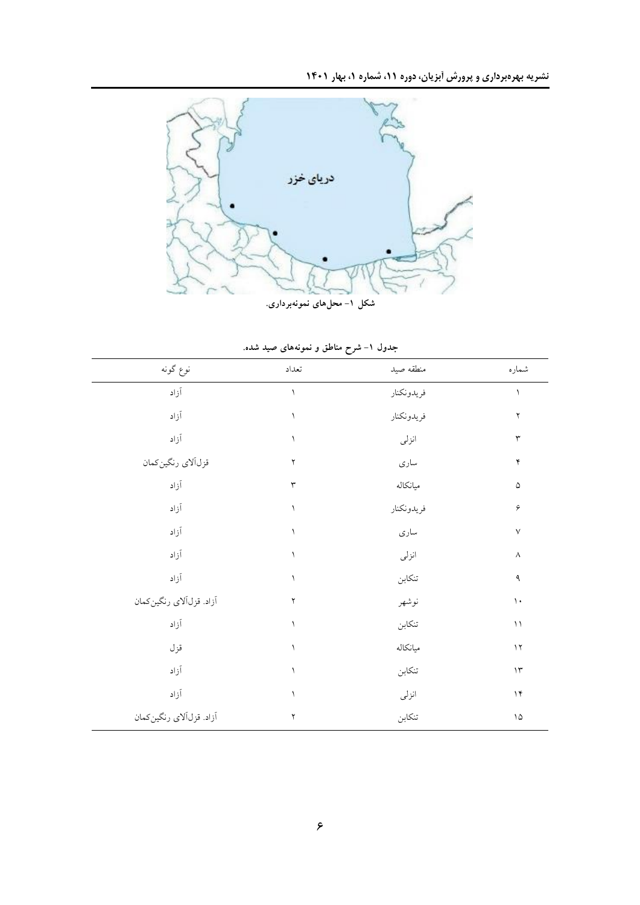شکل ۱- محل‌های نمونه‌برداری.

جدول ۱- شرح مناطق و نمونه‌های صید شده.

| شماره | منطقه صید | تعداد | نوع گونه |
|---|---|---|---|
| ۱ | فریدونکنار | ۱ | آزاد |
| ۲ | فریدونکنار | ۱ | آزاد |
| ۳ | انزلی | ۱ | آزاد |
| ۴ | ساری | ۲ | قزل‌آلای رنگین‌کمان |
| ۵ | میانکاله | ۳ | آزاد |
| ۶ | فریدونکنار | ۱ | آزاد |
| ۷ | ساری | ۱ | آزاد |
| ۸ | انزلی | ۱ | آزاد |
| ۹ | تنکابن | ۱ | آزاد |
| ۱۰ | نوشهر | ۲ | آزاد. قزل‌آلای رنگین‌کمان |
| ۱۱ | تنکابن | ۱ | آزاد |
| ۱۲ | میانکاله | ۱ | قزل |
| ۱۳ | تنکابن | ۱ | آزاد |
| ۱۴ | انزلی | ۱ | آزاد |
| ۱۵ | تنکابن | ۲ | آزاد. قزل‌آلای رنگین‌کمان |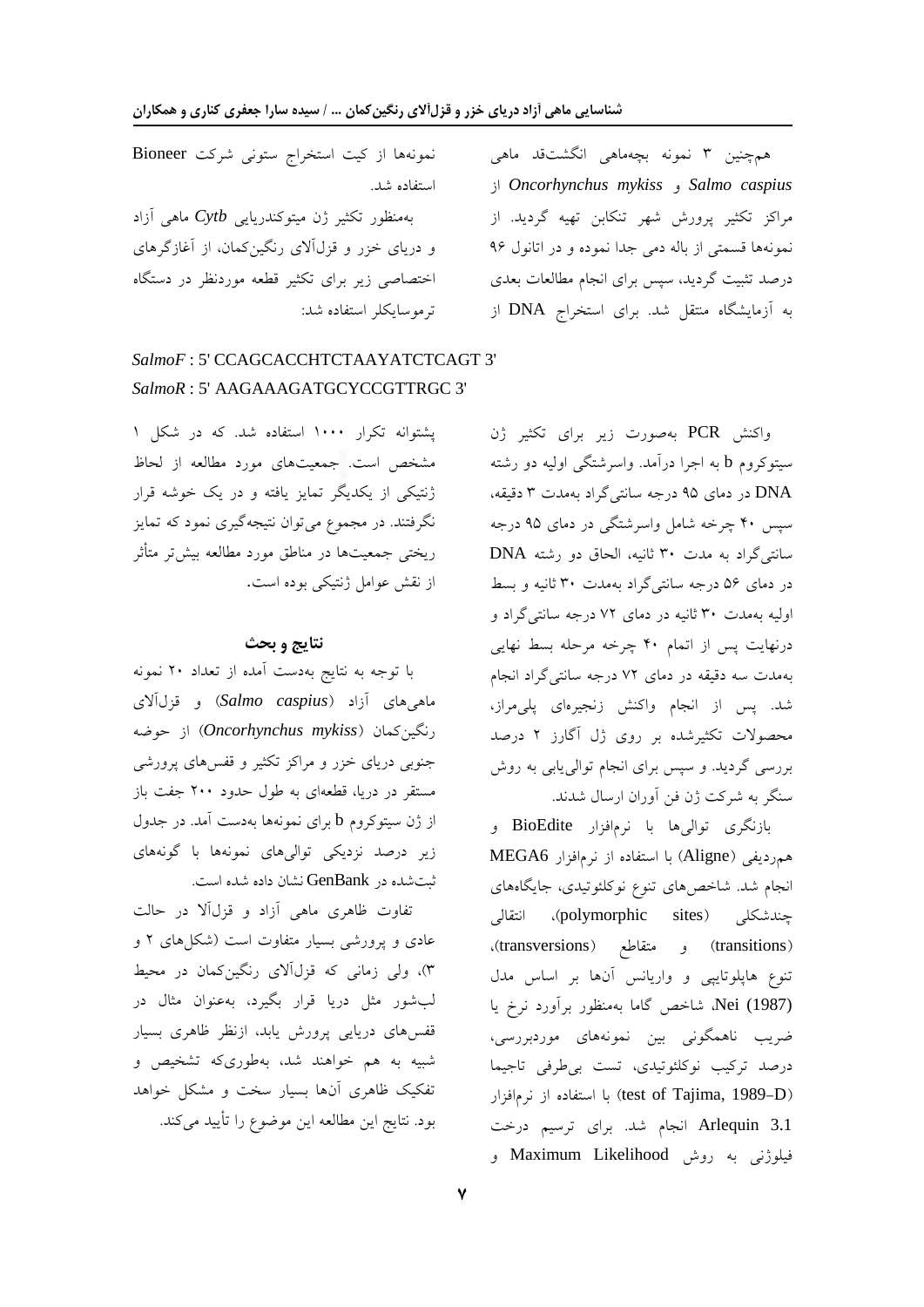همچنین ۳ نمونه بچه‌ماهی انگشت‌قد ماهی *Salmo caspius* و *Oncorhynchus mykiss* از مراکز تکثیر پرورش شهر تنکابن تهیه گردید. از نمونه‌ها قسمتی از باله دمی جدا نموده و در اتانول ۹۶ درصد تثبیت گردید، سپس برای انجام مطالعات بعدی به آزمایشگاه منتقل شد. برای استخراج DNA از نمونه‌ها از کیت استخراج ستونی شرکت Bioneer استفاده شد.

به‌منظور تکثیر ژن میتوکندریایی *Cytb* ماهی آزاد و دریای خزر و قزل‌آلای رنگین‌کمان، از آغازگرهای اختصاصی زیر برای تکثیر قطعه موردنظر در دستگاه ترموسایکلر استفاده شد:

*SalmoF* : 5' CCAGCACCHTCTAAYATCTCAGT 3'

*SalmoR* : 5' AAGAAAGATGCYCCGTTRGC 3'

واکنش PCR به‌صورت زیر برای تکثیر ژن سیتوکروم b به اجرا درآمد. واسرشتگی اولیه دو رشته DNA در دمای ۹۵ درجه سانتی‌گراد به‌مدت ۳ دقیقه، سپس ۴۰ چرخه شامل واسرشتگی در دمای ۹۵ درجه سانتی‌گراد به مدت ۳۰ ثانیه، الحاق دو رشته DNA در دمای ۵۶ درجه سانتی‌گراد به‌مدت ۳۰ ثانیه و بسط اولیه به‌مدت ۳۰ ثانیه در دمای ۷۲ درجه سانتی‌گراد و درنهایت پس از اتمام ۴۰ چرخه مرحله بسط نهایی به‌مدت سه دقیقه در دمای ۷۲ درجه سانتی‌گراد انجام شد. پس از انجام واکنش زنجیره‌ای پلی‌مراز، محصولات تکثیرشده بر روی ژل آگارز ۲ درصد بررسی گردید. و سپس برای انجام توالی‌یابی به روش سنگر به شرکت ژن فن آوران ارسال شدند.

بازنگری توالی‌ها با نرم‌افزار BioEdite و هم‌ردیفی (Aligne) با استفاده از نرم‌افزار MEGA6 انجام شد. شاخص‌های تنوع نوکلئوتیدی، جایگاه‌های چندشکلی (polymorphic sites)، انتقالی (transitions) و متقاطع (transversions)، تنوع هاپلوتایپی و واریانس آن‌ها بر اساس مدل Nei (1987)، شاخص گاما به‌منظور برآورد نرخ یا ضریب ناهمگونی بین نمونه‌های موردبررسی، درصد ترکیب نوکلئوتیدی، تست بی‌طرفی تاجیما (test of Tajima, 1989–D) با استفاده از نرم‌افزار Arlequin 3.1 انجام شد. برای ترسیم درخت فیلوژنی به روش Maximum Likelihood و پشتوانه تکرار ۱۰۰۰ استفاده شد. که در شکل ۱ مشخص است. جمعیت‌های مورد مطالعه از لحاظ ژنتیکی از یکدیگر تمایز یافته و در یک خوشه قرار نگرفتند. در مجموع می‌توان نتیجه‌گیری نمود که تمایز ریختی جمعیت‌ها در مناطق مورد مطالعه بیش‌تر متأثر از نقش عوامل ژنتیکی بوده است.

## نتایج و بحث

با توجه به نتایج به‌دست آمده از تعداد ۲۰ نمونه ماهی‌های آزاد (*Salmo caspius*) و قزل‌آلای رنگین‌کمان (*Oncorhynchus mykiss*) از حوضه جنوبی دریای خزر و مراکز تکثیر و قفس‌های پرورشی مستقر در دریا، قطعه‌ای به طول حدود ۲۰۰ جفت باز از ژن سیتوکروم b برای نمونه‌ها به‌دست آمد. در جدول زیر درصد نزدیکی توالی‌های نمونه‌ها با گونه‌های ثبت‌شده در GenBank نشان داده شده است.

تفاوت ظاهری ماهی آزاد و قزل‌آلا در حالت عادی و پرورشی بسیار متفاوت است (شکل‌های ۲ و ۳)، ولی زمانی که قزل‌آلای رنگین‌کمان در محیط لب‌شور مثل دریا قرار بگیرد، به‌عنوان مثال در قفس‌های دریایی پرورش یابد، ازنظر ظاهری بسیار شبیه به هم خواهند شد، به‌طوری‌که تشخیص و تفکیک ظاهری آن‌ها بسیار سخت و مشکل خواهد بود. نتایج این مطالعه این موضوع را تأیید می‌کند.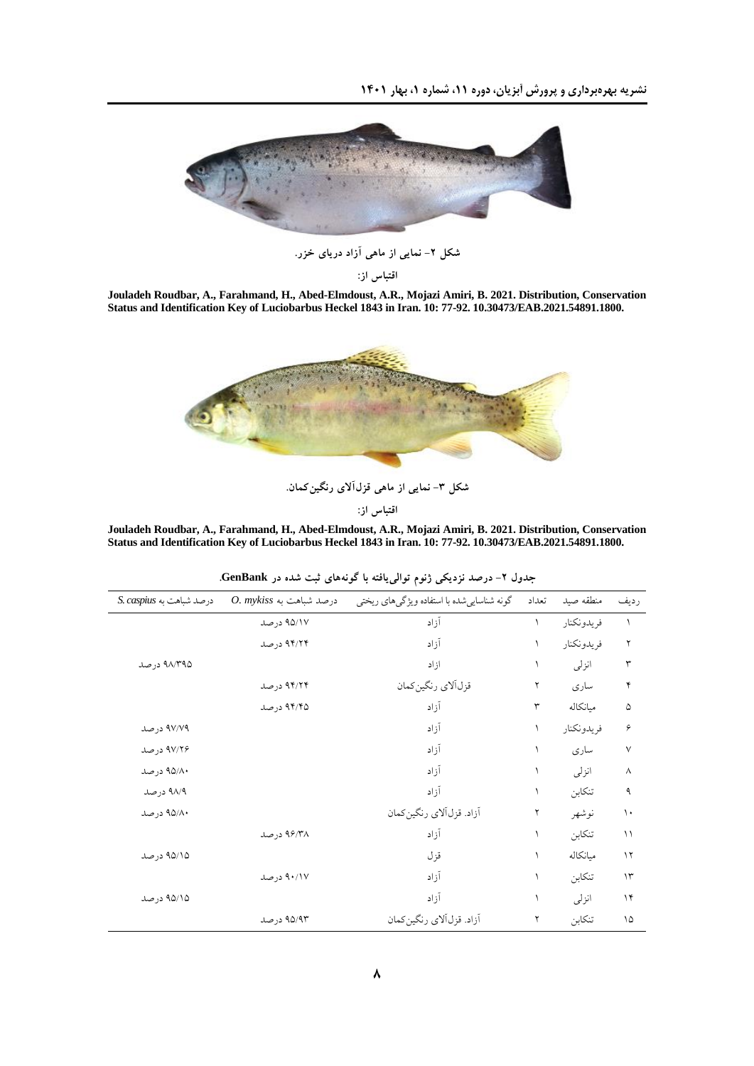شکل ۲- نمایی از ماهی آزاد دریای خزر.

اقتباس از:

**Jouladeh Roudbar, A., Farahmand, H., Abed-Elmdoust, A.R., Mojazi Amiri, B. 2021. Distribution, Conservation Status and Identification Key of Luciobarbus Heckel 1843 in Iran. 10: 77-92. 10.30473/EAB.2021.54891.1800.**

شکل ۳- نمایی از ماهی قزل‌آلای رنگین‌کمان.

اقتباس از:

**Jouladeh Roudbar, A., Farahmand, H., Abed-Elmdoust, A.R., Mojazi Amiri, B. 2021. Distribution, Conservation Status and Identification Key of Luciobarbus Heckel 1843 in Iran. 10: 77-92. 10.30473/EAB.2021.54891.1800.**

جدول ۲- درصد نزدیکی ژنوم توالی‌یافته با گونه‌های ثبت شده در **GenBank**.

| ردیف | منطقه صید | تعداد | گونه شناسایی‌شده با استفاده ویژگی‌های ریختی | درصد شباهت به *O. mykiss* | درصد شباهت به *S. caspius* |
|---|---|---|---|---|---|
| ۱ | فریدونکنار | ۱ | آزاد | ۹۵/۱۷ درصد | |
| ۲ | فریدونکنار | ۱ | آزاد | ۹۴/۲۴ درصد | |
| ۳ | انزلی | ۱ | ازاد | | ۹۸/۳۹۵ درصد |
| ۴ | ساری | ۲ | قزل‌آلای رنگین‌کمان | ۹۴/۲۴ درصد | |
| ۵ | میانکاله | ۳ | آزاد | ۹۴/۴۵ درصد | |
| ۶ | فریدونکنار | ۱ | آزاد | | ۹۷/۷۹ درصد |
| ۷ | ساری | ۱ | آزاد | | ۹۷/۲۶ درصد |
| ۸ | انزلی | ۱ | آزاد | | ۹۵/۸۰ درصد |
| ۹ | تنکابن | ۱ | آزاد | | ۹۸/۹ درصد |
| ۱۰ | نوشهر | ۲ | آزاد. قزل‌آلای رنگین‌کمان | | ۹۵/۸۰ درصد |
| ۱۱ | تنکابن | ۱ | آزاد | ۹۶/۳۸ درصد | |
| ۱۲ | میانکاله | ۱ | قزل | | ۹۵/۱۵ درصد |
| ۱۳ | تنکابن | ۱ | آزاد | ۹۰/۱۷ درصد | |
| ۱۴ | انزلی | ۱ | آزاد | | ۹۵/۱۵ درصد |
| ۱۵ | تنکابن | ۲ | آزاد. قزل‌آلای رنگین‌کمان | ۹۵/۹۳ درصد | |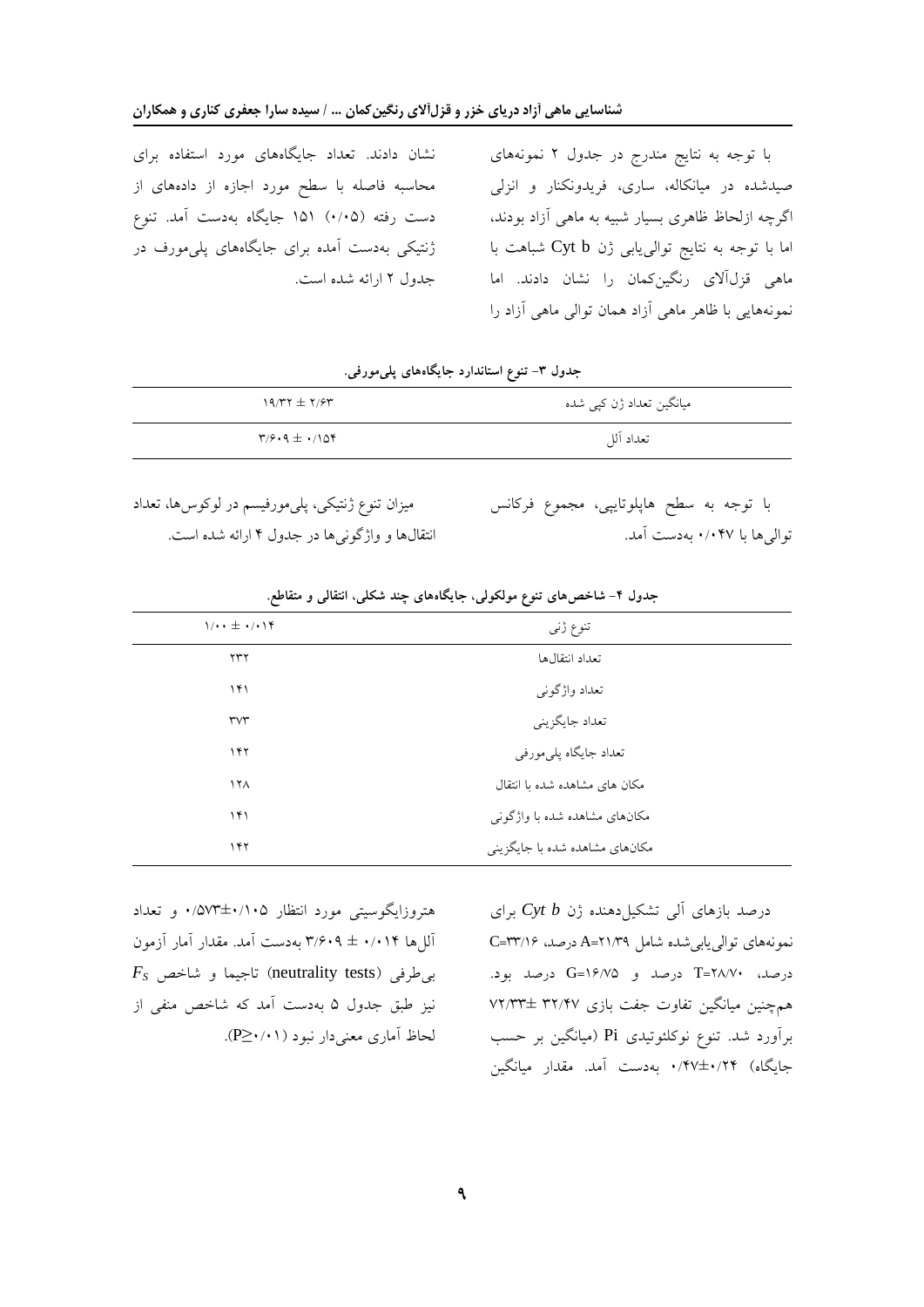با توجه به نتایج مندرج در جدول ۲ نمونه‌های صیدشده در میانکاله، ساری، فریدونکنار و انزلی اگرچه ازلحاظ ظاهری بسیار شبیه به ماهی آزاد بودند، اما با توجه به نتایج توالی‌یابی ژن Cyt b شباهت با ماهی قزل‌آلای رنگین‌کمان را نشان دادند. اما نمونه‌هایی با ظاهر ماهی آزاد همان توالی ماهی آزاد را نشان دادند. تعداد جایگاه‌های مورد استفاده برای محاسبه فاصله با سطح مورد اجازه از داده‌های از دست رفته (۰/۰۵) ۱۵۱ جایگاه به‌دست آمد. تنوع ژنتیکی به‌دست آمده برای جایگاه‌های پلی‌مورف در جدول ۲ ارائه شده است.

جدول ۳- تنوع استاندارد جایگاه‌های پلی‌مورفی.

| | |
|---|---|
| میانگین تعداد ژن کپی شده | ۱۹/۳۲ ± ۲/۶۳ |
| تعداد آلل | ۳/۶۰۹ ± ۰/۱۵۴ |

با توجه به سطح هاپلوتایپی، مجموع فرکانس توالی‌ها با ۰/۰۴۷ به‌دست آمد. میزان تنوع ژنتیکی، پلی‌مورفیسم در لوکوس‌ها، تعداد انتقال‌ها و واژگونی‌ها در جدول ۴ ارائه شده است.

جدول ۴- شاخص‌های تنوع مولکولی، جایگاه‌های چند شکلی، انتقالی و متقاطع.

| | |
|---|---|
| تنوع ژنی | ۱/۰۰ ± ۰/۰۱۴ |
| تعداد انتقال‌ها | ۲۳۲ |
| تعداد واژگونی | ۱۴۱ |
| تعداد جایگزینی | ۳۷۳ |
| تعداد جایگاه پلی‌مورفی | ۱۴۲ |
| مکان های مشاهده شده با انتقال | ۱۲۸ |
| مکان‌های مشاهده شده با واژگونی | ۱۴۱ |
| مکان‌های مشاهده شده با جایگزینی | ۱۴۲ |

درصد بازهای آلی تشکیل‌دهنده ژن *Cyt b* برای نمونه‌های توالی‌یابی‌شده شامل A=۲۱/۳۹ درصد، C=۳۳/۱۶ درصد، T=۲۸/۷۰ درصد و G=۱۶/۷۵ درصد بود. هم‌چنین میانگین تفاوت جفت بازی ۳۲/۴۷ ±۷۲/۳۳ برآورد شد. تنوع نوکلئوتیدی Pi (میانگین بر حسب جایگاه) ۰/۴۷±۰/۲۴ به‌دست آمد. مقدار میانگین هتروزایگوسیتی مورد انتظار ۰/۱۰۵±۰/۵۷۳ و تعداد آلل‌ها ۰/۰۱۴ ± ۳/۶۰۹ به‌دست آمد. مقدار آمار آزمون بی‌طرفی (neutrality tests) تاجیما و شاخص $F_S$ نیز طبق جدول ۵ به‌دست آمد که شاخص منفی از لحاظ آماری معنی‌دار نبود (P≥۰/۰۱).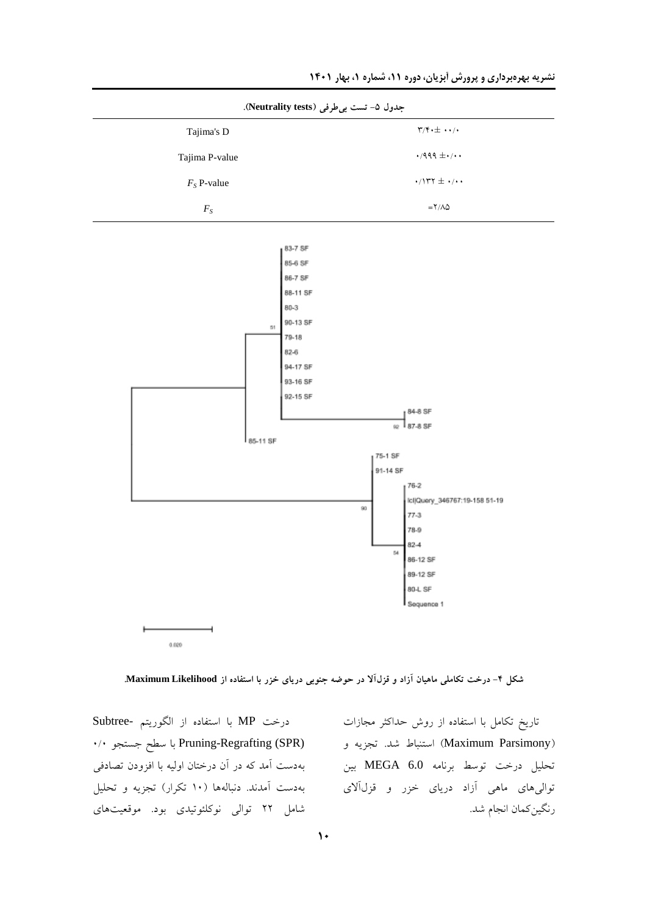جدول ۵- تست بی‌طرفی (**Neutrality tests**).

| | |
|---|---|
| Tajima's D | ۳/۴۰± ۰۰/۰ |
| Tajima P-value | ۰/۹۹۹ ±۰/۰۰ |
| $F_S$ P-value | ۰/۱۳۲ ± ۰/۰۰ |
| $F_S$ | =۲/۸۵ |

83-7 SF
85-6 SF
86-7 SF
88-11 SF
80-3
90-13 SF
51
79-18
82-6
94-17 SF
93-16 SF
92-15 SF
84-8 SF
92
87-8 SF
85-11 SF
75-1 SF
91-14 SF
76-2
lcl|Query_346767:19-158 51-19
90
77-3
78-9
82-4
54
86-12 SF
89-12 SF
80-L SF
Sequence 1
0.020

شکل ۴- درخت تکاملی ماهیان آزاد و قزل‌آلا در حوضه جنوبی دریای خزر با استفاده از **Maximum Likelihood**.

تاریخ تکامل با استفاده از روش حداکثر مجازات (Maximum Parsimony) استنباط شد. تجزیه و تحلیل درخت توسط برنامه MEGA 6.0 بین توالی‌های ماهی آزاد دریای خزر و قزل‌آلای رنگین‌کمان انجام شد.

درخت MP با استفاده از الگوریتم Subtree-Pruning-Regrafting (SPR) با سطح جستجو ۰/۰ به‌دست آمد که در آن درختان اولیه با افزودن تصادفی به‌دست آمدند. دنباله‌ها (۱۰ تکرار) تجزیه و تحلیل شامل ۲۲ توالی نوکلئوتیدی بود. موقعیت‌های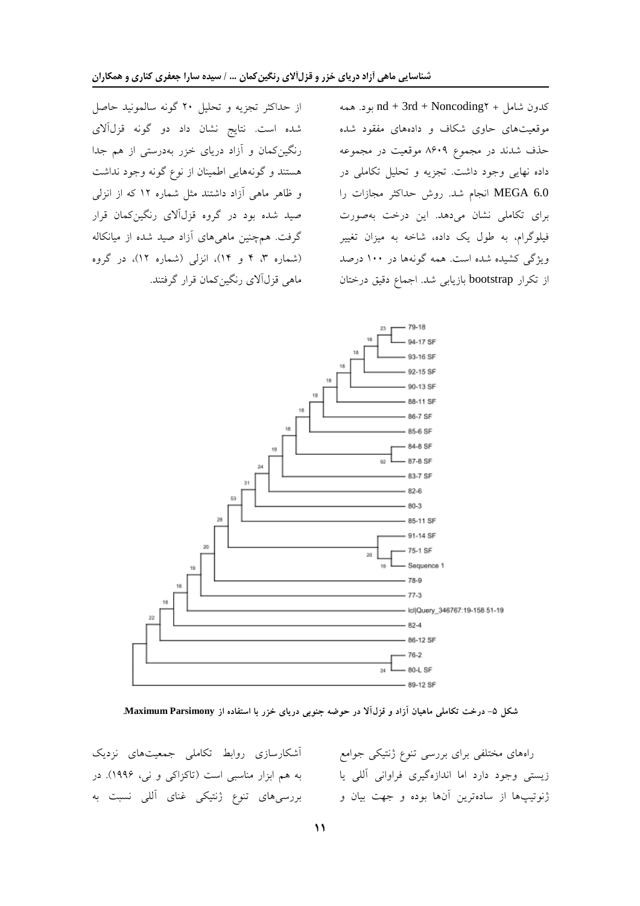کدون شامل + nd + 3rd + Noncoding۲ بود. همه موقعیت‌های حاوی شکاف و داده‌های مفقود شده حذف شدند در مجموع ۸۶۰۹ موقعیت در مجموعه داده نهایی وجود داشت. تجزیه و تحلیل تکاملی در MEGA 6.0 انجام شد. روش حداکثر مجازات را برای تکاملی نشان می‌دهد. این درخت به‌صورت فیلوگرام، به طول یک داده، شاخه به میزان تغییر ویژگی کشیده شده است. همه گونه‌ها در ۱۰۰ درصد از تکرار bootstrap بازیابی شد. اجماع دقیق درختان از حداکثر تجزیه و تحلیل ۲۰ گونه سالمونید حاصل شده است. نتایج نشان داد دو گونه قزل‌آلای رنگین‌کمان و آزاد دریای خزر به‌درستی از هم جدا هستند و گونه‌هایی اطمینان از نوع گونه وجود نداشت و ظاهر ماهی آزاد داشتند مثل شماره ۱۲ که از انزلی صید شده بود در گروه قزل‌آلای رنگین‌کمان قرار گرفت. هم‌چنین ماهی‌های آزاد صید شده از میانکاله (شماره ۳، ۴ و ۱۴)، انزلی (شماره ۱۲)، در گروه ماهی قزل‌آلای رنگین‌کمان قرار گرفتند.

79-18
94-17 SF
93-16 SF
92-15 SF
90-13 SF
88-11 SF
86-7 SF
85-6 SF
84-8 SF
87-8 SF
83-7 SF
82-6
80-3
85-11 SF
91-14 SF
75-1 SF
Sequence 1
78-9
77-3
lcl|Query_346767:19-158 51-19
82-4
86-12 SF
76-2
80-L SF
89-12 SF

23 18 18 18 18 18 18 18 19 92 24 31 53 28 20 20 19 19 18 18 22 24

شکل ۵- درخت تکاملی ماهیان آزاد و قزل‌آلا در حوضه جنوبی دریای خزر با استفاده از Maximum Parsimony.

راه‌های مختلفی برای بررسی تنوع ژنتیکی جوامع زیستی وجود دارد اما اندازه‌گیری فراوانی آللی یا ژنوتیپ‌ها از ساده‌ترین آن‌ها بوده و جهت بیان و آشکارسازی روابط تکاملی جمعیت‌های نزدیک به هم ابزار مناسبی است (تاکزاکی و نی، ۱۹۹۶). در بررسی‌های تنوع ژنتیکی غنای آللی نسبت به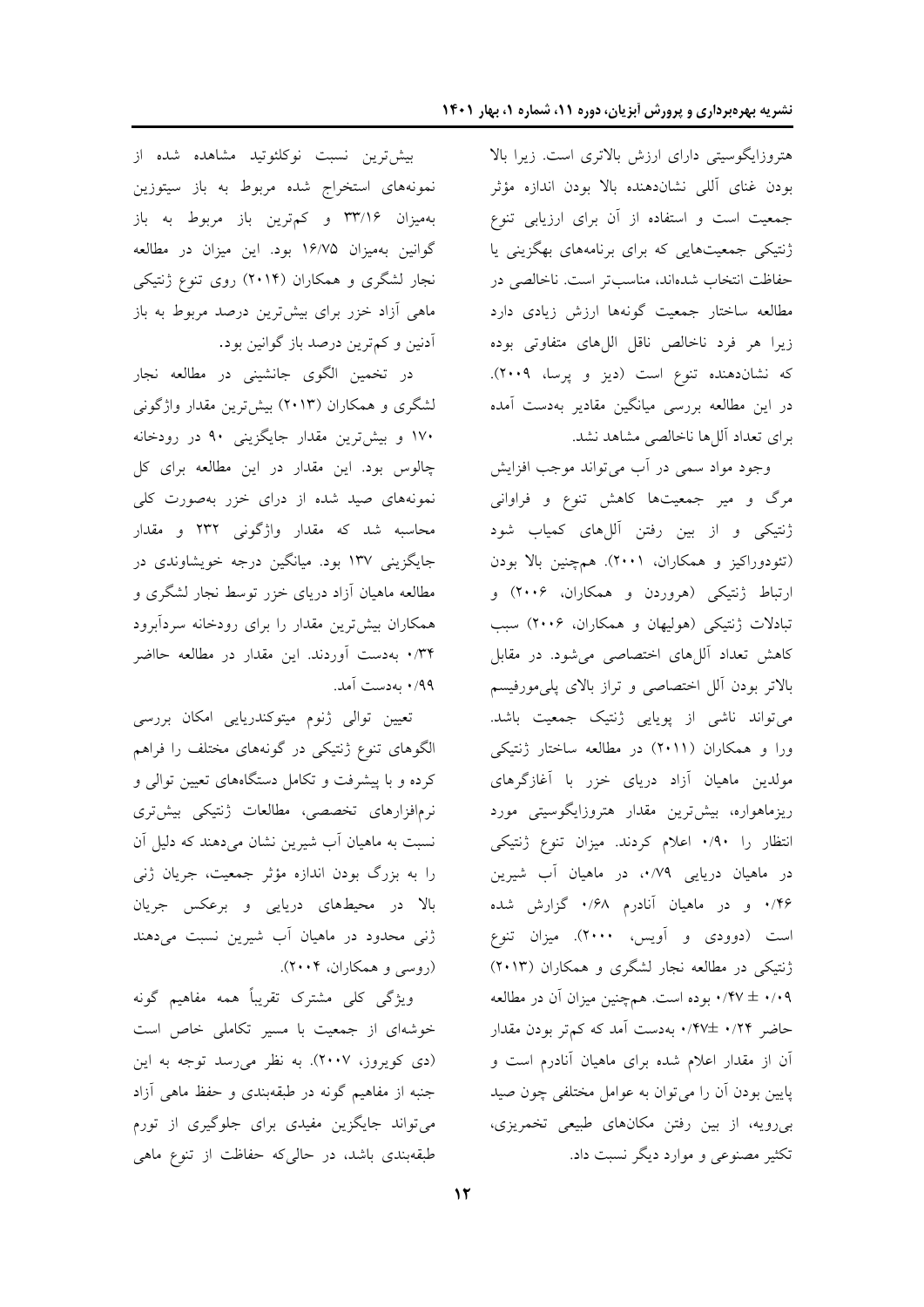هتروزایگوسیتی دارای ارزش بالاتری است. زیرا بالا بودن غنای آللی نشان‌دهنده بالا بودن اندازه مؤثر جمعیت است و استفاده از آن برای ارزیابی تنوع ژنتیکی جمعیت‌هایی که برای برنامه‌های بهگزینی یا حفاظت انتخاب شده‌اند، مناسب‌تر است. ناخالصی در مطالعه ساختار جمعیت گونه‌ها ارزش زیادی دارد زیرا هر فرد ناخالص ناقل الل‌های متفاوتی بوده که نشان‌دهنده تنوع است (دیز و پرسا، ۲۰۰۹). در این مطالعه بررسی میانگین مقادیر به‌دست آمده برای تعداد آلل‌ها ناخالصی مشاهد نشد.

وجود مواد سمی در آب می‌تواند موجب افزایش مرگ و میر جمعیت‌ها کاهش تنوع و فراوانی ژنتیکی و از بین رفتن آلل‌های کمیاب شود (تئودوراکیز و همکاران، ۲۰۰۱). هم‌چنین بالا بودن ارتباط ژنتیکی (هروردن و همکاران، ۲۰۰۶) و تبادلات ژنتیکی (هولیهان و همکاران، ۲۰۰۶) سبب کاهش تعداد آلل‌های اختصاصی می‌شود. در مقابل بالاتر بودن آلل اختصاصی و تراز بالای پلی‌مورفیسم می‌تواند ناشی از پویایی ژنتیک جمعیت باشد. ورا و همکاران (۲۰۱۱) در مطالعه ساختار ژنتیکی مولدین ماهیان آزاد دریای خزر با آغازگرهای ریزماهواره، بیش‌ترین مقدار هتروزایگوسیتی مورد انتظار را ۰/۹۰ اعلام کردند. میزان تنوع ژنتیکی در ماهیان دریایی ۰/۷۹، در ماهیان آب شیرین ۰/۴۶ و در ماهیان آنادرم ۰/۶۸ گزارش شده است (دوودی و آویس، ۲۰۰۰). میزان تنوع ژنتیکی در مطالعه نجار لشگری و همکاران (۲۰۱۳) ۰/۴۷ ± ۰/۰۹ بوده است. هم‌چنین میزان آن در مطالعه حاضر ۰/۴۷± ۰/۲۴ به‌دست آمد که کم‌تر بودن مقدار آن از مقدار اعلام شده برای ماهیان آنادرم است و پایین بودن آن را می‌توان به عوامل مختلفی چون صید بی‌رویه، از بین رفتن مکان‌های طبیعی تخمریزی، تکثیر مصنوعی و موارد دیگر نسبت داد.

بیش‌ترین نسبت نوکلئوتید مشاهده شده از نمونه‌های استخراج شده مربوط به باز سیتوزین به‌میزان ۳۳/۱۶ و کم‌ترین باز مربوط به باز گوانین به‌میزان ۱۶/۷۵ بود. این میزان در مطالعه نجار لشگری و همکاران (۲۰۱۴) روی تنوع ژنتیکی ماهی آزاد خزر برای بیش‌ترین درصد مربوط به باز آدنین و کم‌ترین درصد باز گوانین بود.

در تخمین الگوی جانشینی در مطالعه نجار لشگری و همکاران (۲۰۱۳) بیش‌ترین مقدار واژگونی ۱۷۰ و بیش‌ترین مقدار جایگزینی ۹۰ در رودخانه چالوس بود. این مقدار در این مطالعه برای کل نمونه‌های صید شده از درای خزر به‌صورت کلی محاسبه شد که مقدار واژگونی ۲۳۲ و مقدار جایگزینی ۱۳۷ بود. میانگین درجه خویشاوندی در مطالعه ماهیان آزاد دریای خزر توسط نجار لشگری و همکاران بیش‌ترین مقدار را برای رودخانه سردآبرود ۰/۳۴ به‌دست آوردند. این مقدار در مطالعه حااضر ۰/۹۹ به‌دست آمد.

تعیین توالی ژنوم میتوکندریایی امکان بررسی الگوهای تنوع ژنتیکی در گونه‌های مختلف را فراهم کرده و با پیشرفت و تکامل دستگاه‌های تعیین توالی و نرم‌افزارهای تخصصی، مطالعات ژنتیکی بیش‌تری نسبت به ماهیان آب شیرین نشان می‌دهند که دلیل آن را به بزرگ بودن اندازه مؤثر جمعیت، جریان ژنی بالا در محیط‌های دریایی و برعکس جریان ژنی محدود در ماهیان آب شیرین نسبت می‌دهند (روسی و همکاران، ۲۰۰۴).

ویژگی کلی مشترک تقریباً همه مفاهیم گونه خوشه‌ای از جمعیت با مسیر تکاملی خاص است (دی کویروز، ۲۰۰۷). به نظر می‌رسد توجه به این جنبه از مفاهیم گونه در طبقه‌بندی و حفظ ماهی آزاد می‌تواند جایگزین مفیدی برای جلوگیری از تورم طبقه‌بندی باشد، در حالی‌که حفاظت از تنوع ماهی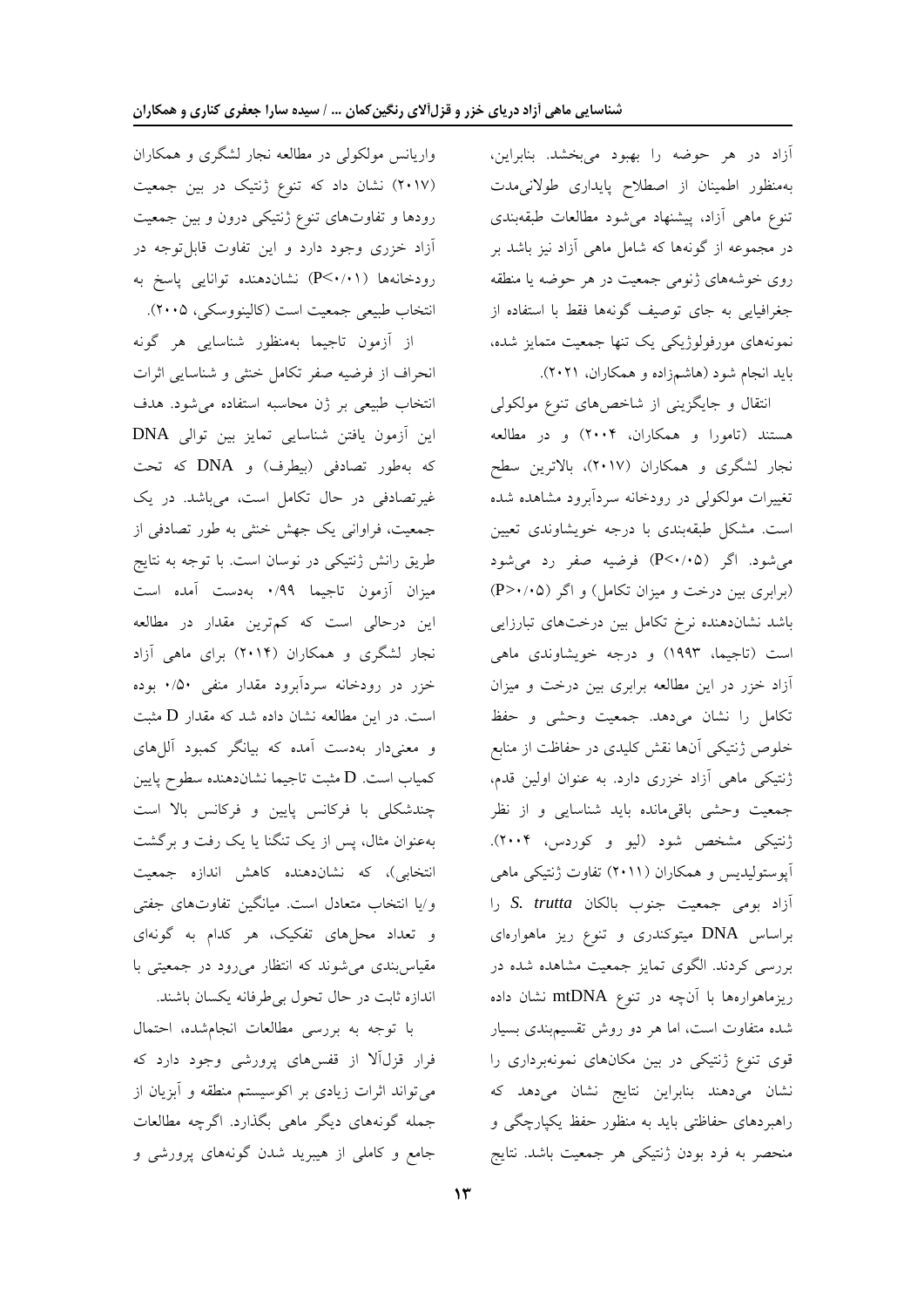آزاد در هر حوضه را بهبود می‌بخشد. بنابراین، به‌منظور اطمینان از اصطلاح پایداری طولانی‌مدت تنوع ماهی آزاد، پیشنهاد می‌شود مطالعات طبقه‌بندی در مجموعه از گونه‌ها که شامل ماهی آزاد نیز باشد بر روی خوشه‌های ژنومی جمعیت در هر حوضه یا منطقه جغرافیایی به جای توصیف گونه‌ها فقط با استفاده از نمونه‌های مورفولوژیکی یک تنها جمعیت متمایز شده، باید انجام شود (هاشم‌زاده و همکاران، ۲۰۲۱).

انتقال و جایگزینی از شاخص‌های تنوع مولکولی هستند (تامورا و همکاران، ۲۰۰۴) و در مطالعه نجار لشگری و همکاران (۲۰۱۷)، بالاترین سطح تغییرات مولکولی در رودخانه سردآبرود مشاهده شده است. مشکل طبقه‌بندی با درجه خویشاوندی تعیین می‌شود. اگر ($P<0.05$) فرضیه صفر رد می‌شود (برابری بین درخت و میزان تکامل) و اگر ($P>0.05$) باشد نشان‌دهنده نرخ تکامل بین درخت‌های تبارزایی است (تاجیما، ۱۹۹۳) و درجه خویشاوندی ماهی آزاد خزر در این مطالعه برابری بین درخت و میزان تکامل را نشان می‌دهد. جمعیت وحشی و حفظ خلوص ژنتیکی آن‌ها نقش کلیدی در حفاظت از منابع ژنتیکی ماهی آزاد خزری دارد. به عنوان اولین قدم، جمعیت وحشی باقی‌مانده باید شناسایی و از نظر ژنتیکی مشخص شود (لیو و کوردس، ۲۰۰۴). آپوستولیدیس و همکاران (۲۰۱۱) تفاوت ژنتیکی ماهی آزاد بومی جمعیت جنوب بالکان *S. trutta* را براساس DNA میتوکندری و تنوع ریز ماهواره‌ای بررسی کردند. الگوی تمایز جمعیت مشاهده شده در ریزماهواره‌ها با آن‌چه در تنوع mtDNA نشان داده شده متفاوت است، اما هر دو روش تقسیم‌بندی بسیار قوی تنوع ژنتیکی در بین مکان‌های نمونه‌برداری را نشان می‌دهند بنابراین نتایج نشان می‌دهد که راهبردهای حفاظتی باید به منظور حفظ یکپارچگی و منحصر به فرد بودن ژنتیکی هر جمعیت باشد. نتایج واریانس مولکولی در مطالعه نجار لشگری و همکاران (۲۰۱۷) نشان داد که تنوع ژنتیک در بین جمعیت رودها و تفاوت‌های تنوع ژنتیکی درون و بین جمعیت آزاد خزری وجود دارد و این تفاوت قابل‌توجه در رودخانه‌ها ($P<0.01$) نشان‌دهنده توانایی پاسخ به انتخاب طبیعی جمعیت است (کالینوسکی، ۲۰۰۵).

از آزمون تاجیما به‌منظور شناسایی هر گونه انحراف از فرضیه صفر تکامل خنثی و شناسایی اثرات انتخاب طبیعی بر ژن محاسبه استفاده می‌شود. هدف این آزمون یافتن شناسایی تمایز بین توالی DNA که به‌طور تصادفی (بیطرف) و DNA که تحت غیرتصادفی در حال تکامل است، می‌باشد. در یک جمعیت، فراوانی یک جهش خنثی به طور تصادفی از طریق رانش ژنتیکی در نوسان است. با توجه به نتایج میزان آزمون تاجیما ۰/۹۹ به‌دست آمده است این درحالی است که کم‌ترین مقدار در مطالعه نجار لشگری و همکاران (۲۰۱۴) برای ماهی آزاد خزر در رودخانه سردآبرود مقدار منفی ۰/۵۰ بوده است. در این مطالعه نشان داده شد که مقدار D مثبت و معنی‌دار به‌دست آمده که بیانگر کمبود آلل‌های کمیاب است. D مثبت تاجیما نشان‌دهنده سطوح پایین چندشکلی با فرکانس پایین و فرکانس بالا است به‌عنوان مثال، پس از یک تنگنا یا یک رفت و برگشت انتخابی)، که نشان‌دهنده کاهش اندازه جمعیت و/یا انتخاب متعادل است. میانگین تفاوت‌های جفتی و تعداد محل‌های تفکیک، هر کدام به گونه‌ای مقیاس‌بندی می‌شوند که انتظار می‌رود در جمعیتی با اندازه ثابت در حال تحول بی‌طرفانه یکسان باشند.

با توجه به بررسی مطالعات انجام‌شده، احتمال فرار قزل‌آلا از قفس‌های پرورشی وجود دارد که می‌تواند اثرات زیادی بر اکوسیستم منطقه و آبزیان از جمله گونه‌های دیگر ماهی بگذارد. اگرچه مطالعات جامع و کاملی از هیبرید شدن گونه‌های پرورشی و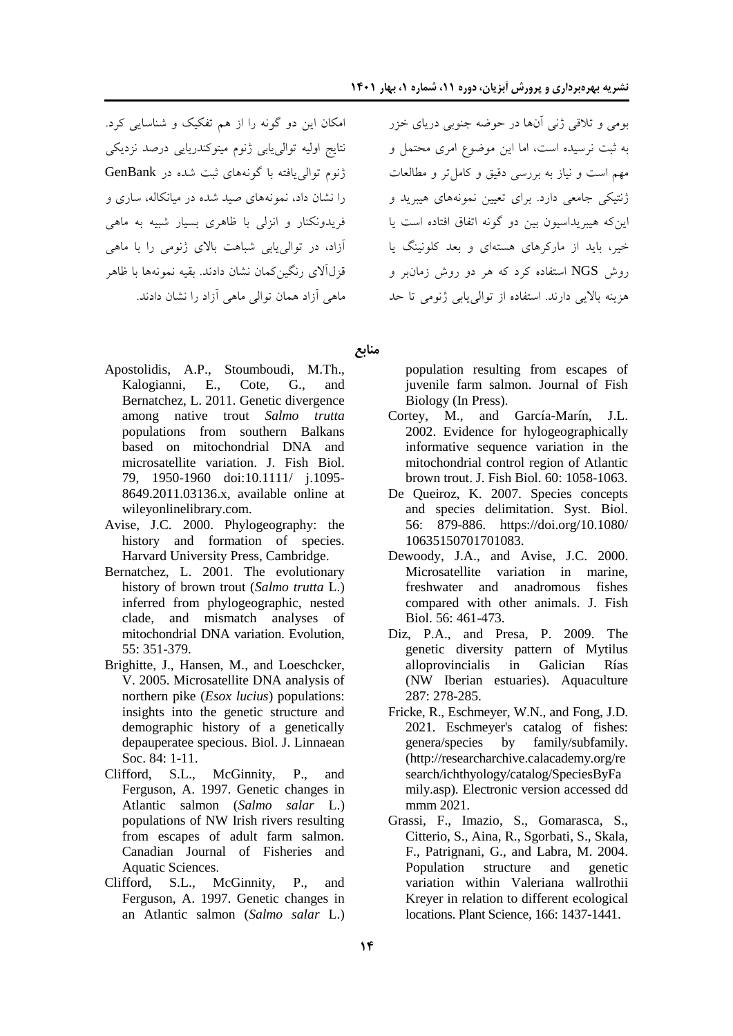بومی و تلاقی ژنی آن‌ها در حوضه جنوبی دریای خزر به ثبت نرسیده است، اما این موضوع امری محتمل و مهم است و نیاز به بررسی دقیق و کامل‌تر و مطالعات ژنتیکی جامعی دارد. برای تعیین نمونه‌های هیبرید و این‌که هیبریداسیون بین دو گونه اتفاق افتاده است یا خیر، باید از مارکرهای هسته‌ای و بعد کلونینگ یا روش NGS استفاده کرد که هر دو روش زمان‌بر و هزینه بالایی دارند. استفاده از توالی‌یابی ژنومی تا حد امکان این دو گونه را از هم تفکیک و شناسایی کرد. نتایج اولیه توالی‌یابی ژنوم میتوکندریایی درصد نزدیکی ژنوم توالی‌یافته با گونه‌های ثبت شده در GenBank را نشان داد، نمونه‌های صید شده در میانکاله، ساری و فریدونکنار و انزلی با ظاهری بسیار شبیه به ماهی آزاد، در توالی‌یابی شباهت بالای ژنومی را با ماهی قزل‌آلای رنگین‌کمان نشان دادند. بقیه نمونه‌ها با ظاهر ماهی آزاد همان توالی ماهی آزاد را نشان دادند.

## منابع

Apostolidis, A.P., Stoumboudi, M.Th., Kalogianni, E., Cote, G., and Bernatchez, L. 2011. Genetic divergence among native trout *Salmo trutta* populations from southern Balkans based on mitochondrial DNA and microsatellite variation. J. Fish Biol. 79, 1950-1960 doi:10.1111/ j.1095-8649.2011.03136.x, available online at wileyonlinelibrary.com.

Avise, J.C. 2000. Phylogeography: the history and formation of species. Harvard University Press, Cambridge.

Bernatchez, L. 2001. The evolutionary history of brown trout (*Salmo trutta* L.) inferred from phylogeographic, nested clade, and mismatch analyses of mitochondrial DNA variation. Evolution, 55: 351-379.

Brighitte, J., Hansen, M., and Loeschcker, V. 2005. Microsatellite DNA analysis of northern pike (*Esox lucius*) populations: insights into the genetic structure and demographic history of a genetically depauperatee specious. Biol. J. Linnaean Soc. 84: 1-11.

Clifford, S.L., McGinnity, P., and Ferguson, A. 1997. Genetic changes in Atlantic salmon (*Salmo salar* L.) populations of NW Irish rivers resulting from escapes of adult farm salmon. Canadian Journal of Fisheries and Aquatic Sciences.

Clifford, S.L., McGinnity, P., and Ferguson, A. 1997. Genetic changes in an Atlantic salmon (*Salmo salar* L.) population resulting from escapes of juvenile farm salmon. Journal of Fish Biology (In Press).

Cortey, M., and García-Marín, J.L. 2002. Evidence for hylogeographically informative sequence variation in the mitochondrial control region of Atlantic brown trout. J. Fish Biol. 60: 1058-1063.

De Queiroz, K. 2007. Species concepts and species delimitation. Syst. Biol. 56: 879-886. https://doi.org/10.1080/10635150701701083.

Dewoody, J.A., and Avise, J.C. 2000. Microsatellite variation in marine, freshwater and anadromous fishes compared with other animals. J. Fish Biol. 56: 461-473.

Diz, P.A., and Presa, P. 2009. The genetic diversity pattern of Mytilus alloprovincialis in Galician Rías (NW Iberian estuaries). Aquaculture 287: 278-285.

Fricke, R., Eschmeyer, W.N., and Fong, J.D. 2021. Eschmeyer's catalog of fishes: genera/species by family/subfamily. (http://researcharchive.calacademy.org/research/ichthyology/catalog/SpeciesByFamily.asp). Electronic version accessed dd mmm 2021.

Grassi, F., Imazio, S., Gomarasca, S., Citterio, S., Aina, R., Sgorbati, S., Skala, F., Patrignani, G., and Labra, M. 2004. Population structure and genetic variation within Valeriana wallrothii Kreyer in relation to different ecological locations. Plant Science, 166: 1437-1441.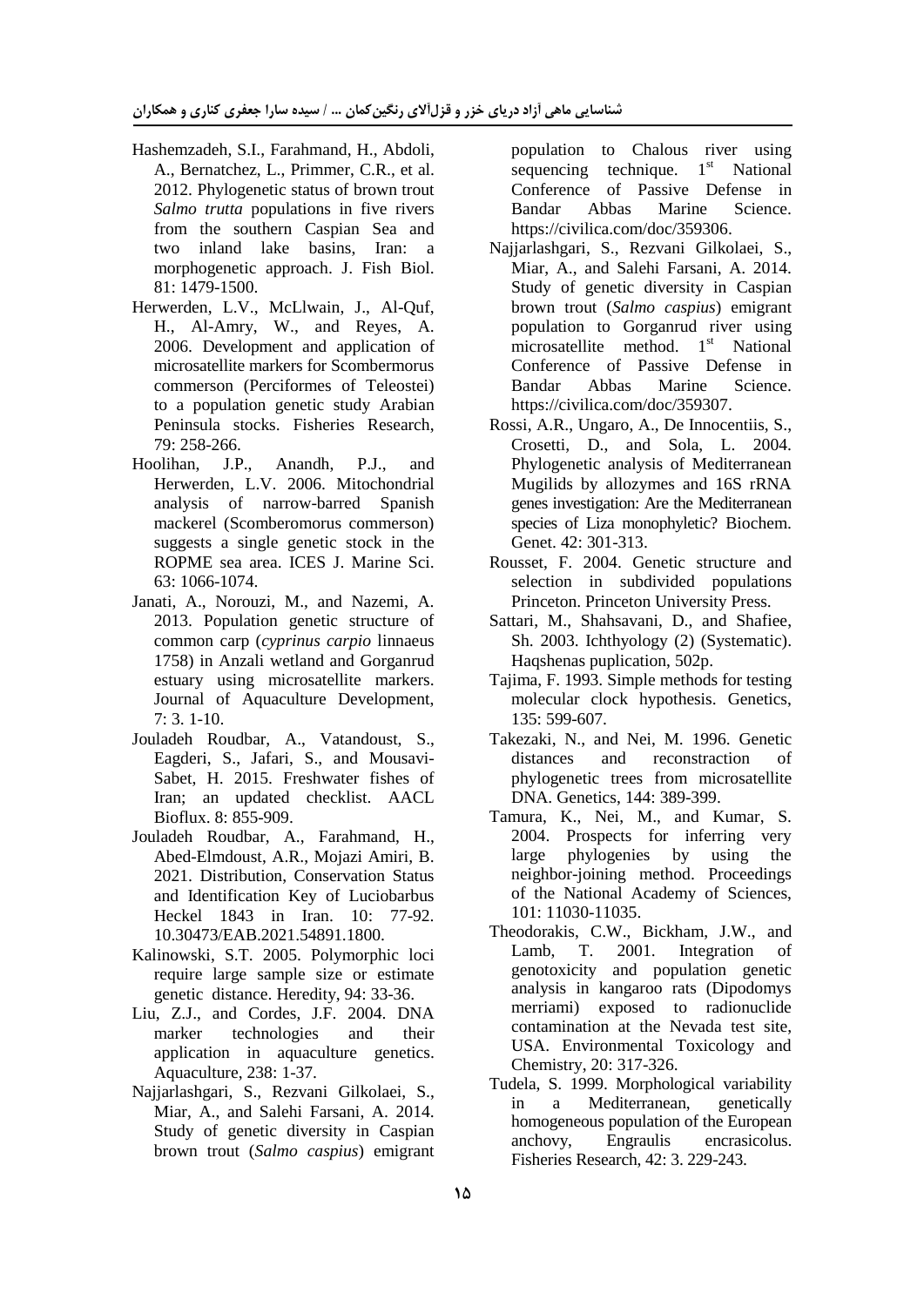Hashemzadeh, S.I., Farahmand, H., Abdoli, A., Bernatchez, L., Primmer, C.R., et al. 2012. Phylogenetic status of brown trout *Salmo trutta* populations in five rivers from the southern Caspian Sea and two inland lake basins, Iran: a morphogenetic approach. J. Fish Biol. 81: 1479-1500.

Herwerden, L.V., McLlwain, J., Al-Quf, H., Al-Amry, W., and Reyes, A. 2006. Development and application of microsatellite markers for Scombermorus commerson (Perciformes of Teleostei) to a population genetic study Arabian Peninsula stocks. Fisheries Research, 79: 258-266.

Hoolihan, J.P., Anandh, P.J., and Herwerden, L.V. 2006. Mitochondrial analysis of narrow-barred Spanish mackerel (Scomberomorus commerson) suggests a single genetic stock in the ROPME sea area. ICES J. Marine Sci. 63: 1066-1074.

Janati, A., Norouzi, M., and Nazemi, A. 2013. Population genetic structure of common carp (*cyprinus carpio* linnaeus 1758) in Anzali wetland and Gorganrud estuary using microsatellite markers. Journal of Aquaculture Development, 7: 3. 1-10.

Jouladeh Roudbar, A., Vatandoust, S., Eagderi, S., Jafari, S., and Mousavi-Sabet, H. 2015. Freshwater fishes of Iran; an updated checklist. AACL Bioflux. 8: 855-909.

Jouladeh Roudbar, A., Farahmand, H., Abed-Elmdoust, A.R., Mojazi Amiri, B. 2021. Distribution, Conservation Status and Identification Key of Luciobarbus Heckel 1843 in Iran. 10: 77-92. 10.30473/EAB.2021.54891.1800.

Kalinowski, S.T. 2005. Polymorphic loci require large sample size or estimate genetic distance. Heredity, 94: 33-36.

Liu, Z.J., and Cordes, J.F. 2004. DNA marker technologies and their application in aquaculture genetics. Aquaculture, 238: 1-37.

Najjarlashgari, S., Rezvani Gilkolaei, S., Miar, A., and Salehi Farsani, A. 2014. Study of genetic diversity in Caspian brown trout (*Salmo caspius*) emigrant population to Chalous river using sequencing technique. 1st National Conference of Passive Defense in Bandar Abbas Marine Science. https://civilica.com/doc/359306.

Najjarlashgari, S., Rezvani Gilkolaei, S., Miar, A., and Salehi Farsani, A. 2014. Study of genetic diversity in Caspian brown trout (*Salmo caspius*) emigrant population to Gorganrud river using microsatellite method. 1st National Conference of Passive Defense in Bandar Abbas Marine Science. https://civilica.com/doc/359307.

Rossi, A.R., Ungaro, A., De Innocentiis, S., Crosetti, D., and Sola, L. 2004. Phylogenetic analysis of Mediterranean Mugilids by allozymes and 16S rRNA genes investigation: Are the Mediterranean species of Liza monophyletic? Biochem. Genet. 42: 301-313.

Rousset, F. 2004. Genetic structure and selection in subdivided populations Princeton. Princeton University Press.

Sattari, M., Shahsavani, D., and Shafiee, Sh. 2003. Ichthyology (2) (Systematic). Haqshenas puplication, 502p.

Tajima, F. 1993. Simple methods for testing molecular clock hypothesis. Genetics, 135: 599-607.

Takezaki, N., and Nei, M. 1996. Genetic distances and reconstraction of phylogenetic trees from microsatellite DNA. Genetics, 144: 389-399.

Tamura, K., Nei, M., and Kumar, S. 2004. Prospects for inferring very large phylogenies by using the neighbor-joining method. Proceedings of the National Academy of Sciences, 101: 11030-11035.

Theodorakis, C.W., Bickham, J.W., and Lamb, T. 2001. Integration of genotoxicity and population genetic analysis in kangaroo rats (Dipodomys merriami) exposed to radionuclide contamination at the Nevada test site, USA. Environmental Toxicology and Chemistry, 20: 317-326.

Tudela, S. 1999. Morphological variability in a Mediterranean, genetically homogeneous population of the European anchovy, Engraulis encrasicolus. Fisheries Research, 42: 3. 229-243.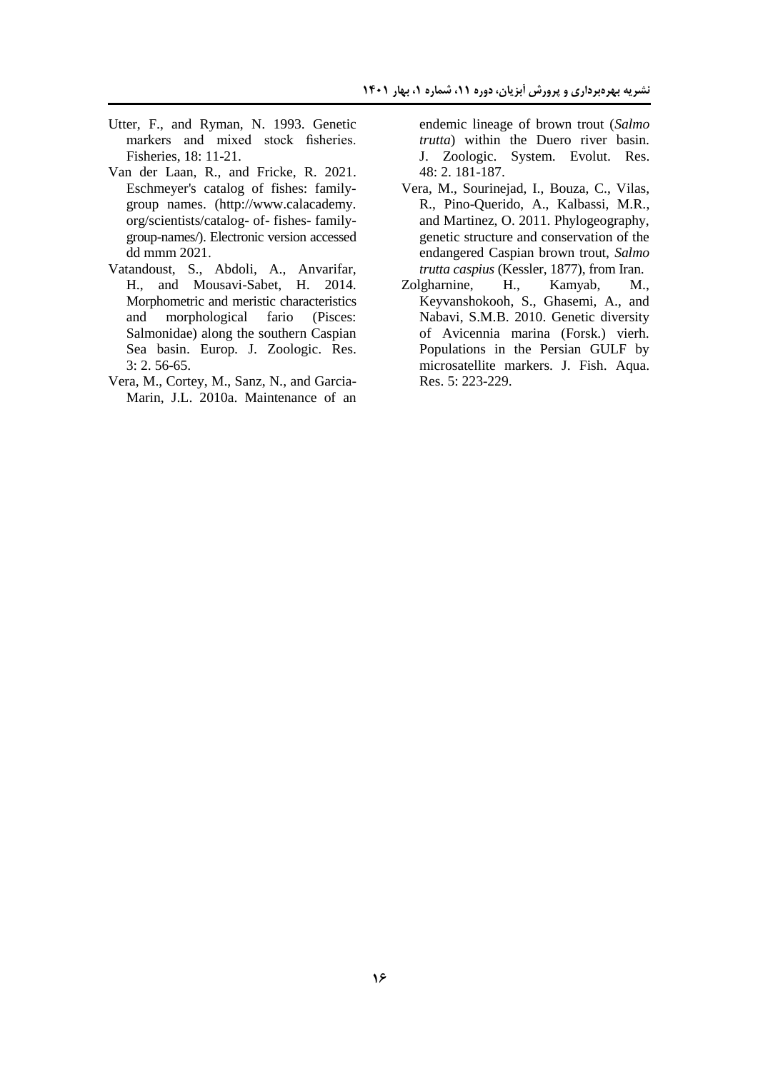Utter, F., and Ryman, N. 1993. Genetic markers and mixed stock fisheries. Fisheries, 18: 11-21.

Van der Laan, R., and Fricke, R. 2021. Eschmeyer's catalog of fishes: family-group names. (http://www.calacademy.org/scientists/catalog- of- fishes- family-group-names/). Electronic version accessed dd mmm 2021.

Vatandoust, S., Abdoli, A., Anvarifar, H., and Mousavi-Sabet, H. 2014. Morphometric and meristic characteristics and morphological fario (Pisces: Salmonidae) along the southern Caspian Sea basin. Europ. J. Zoologic. Res. 3: 2. 56-65.

Vera, M., Cortey, M., Sanz, N., and Garcia-Marin, J.L. 2010a. Maintenance of an endemic lineage of brown trout (*Salmo trutta*) within the Duero river basin. J. Zoologic. System. Evolut. Res. 48: 2. 181-187.

Vera, M., Sourinejad, I., Bouza, C., Vilas, R., Pino-Querido, A., Kalbassi, M.R., and Martinez, O. 2011. Phylogeography, genetic structure and conservation of the endangered Caspian brown trout, *Salmo trutta caspius* (Kessler, 1877), from Iran.

Zolgharnine, H., Kamyab, M., Keyvanshokooh, S., Ghasemi, A., and Nabavi, S.M.B. 2010. Genetic diversity of Avicennia marina (Forsk.) vierh. Populations in the Persian GULF by microsatellite markers. J. Fish. Aqua. Res. 5: 223-229.